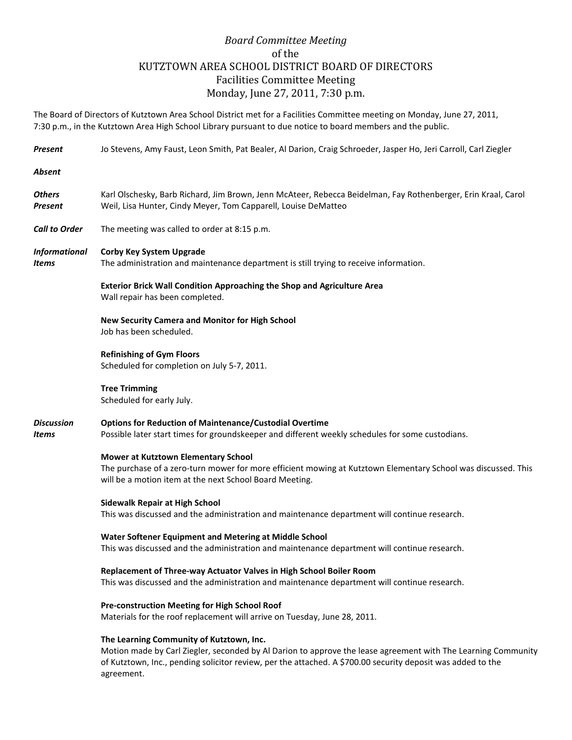# *Board Committee Meeting*
## of the
## KUTZTOWN AREA SCHOOL DISTRICT BOARD OF DIRECTORS
## Facilities Committee Meeting
## Monday, June 27, 2011, 7:30 p.m.

The Board of Directors of Kutztown Area School District met for a Facilities Committee meeting on Monday, June 27, 2011, 7:30 p.m., in the Kutztown Area High School Library pursuant to due notice to board members and the public.

***Present*** Jo Stevens, Amy Faust, Leon Smith, Pat Bealer, Al Darion, Craig Schroeder, Jasper Ho, Jeri Carroll, Carl Ziegler

***Absent***

***Others Present*** Karl Olschesky, Barb Richard, Jim Brown, Jenn McAteer, Rebecca Beidelman, Fay Rothenberger, Erin Kraal, Carol Weil, Lisa Hunter, Cindy Meyer, Tom Capparell, Louise DeMatteo

***Call to Order*** The meeting was called to order at 8:15 p.m.

***Informational Items***

**Corby Key System Upgrade**
The administration and maintenance department is still trying to receive information.

**Exterior Brick Wall Condition Approaching the Shop and Agriculture Area**
Wall repair has been completed.

**New Security Camera and Monitor for High School**
Job has been scheduled.

**Refinishing of Gym Floors**
Scheduled for completion on July 5-7, 2011.

**Tree Trimming**
Scheduled for early July.

***Discussion Items***

**Options for Reduction of Maintenance/Custodial Overtime**
Possible later start times for groundskeeper and different weekly schedules for some custodians.

**Mower at Kutztown Elementary School**
The purchase of a zero-turn mower for more efficient mowing at Kutztown Elementary School was discussed. This will be a motion item at the next School Board Meeting.

**Sidewalk Repair at High School**
This was discussed and the administration and maintenance department will continue research.

**Water Softener Equipment and Metering at Middle School**
This was discussed and the administration and maintenance department will continue research.

**Replacement of Three-way Actuator Valves in High School Boiler Room**
This was discussed and the administration and maintenance department will continue research.

**Pre-construction Meeting for High School Roof**
Materials for the roof replacement will arrive on Tuesday, June 28, 2011.

**The Learning Community of Kutztown, Inc.**
Motion made by Carl Ziegler, seconded by Al Darion to approve the lease agreement with The Learning Community of Kutztown, Inc., pending solicitor review, per the attached. A $700.00 security deposit was added to the agreement.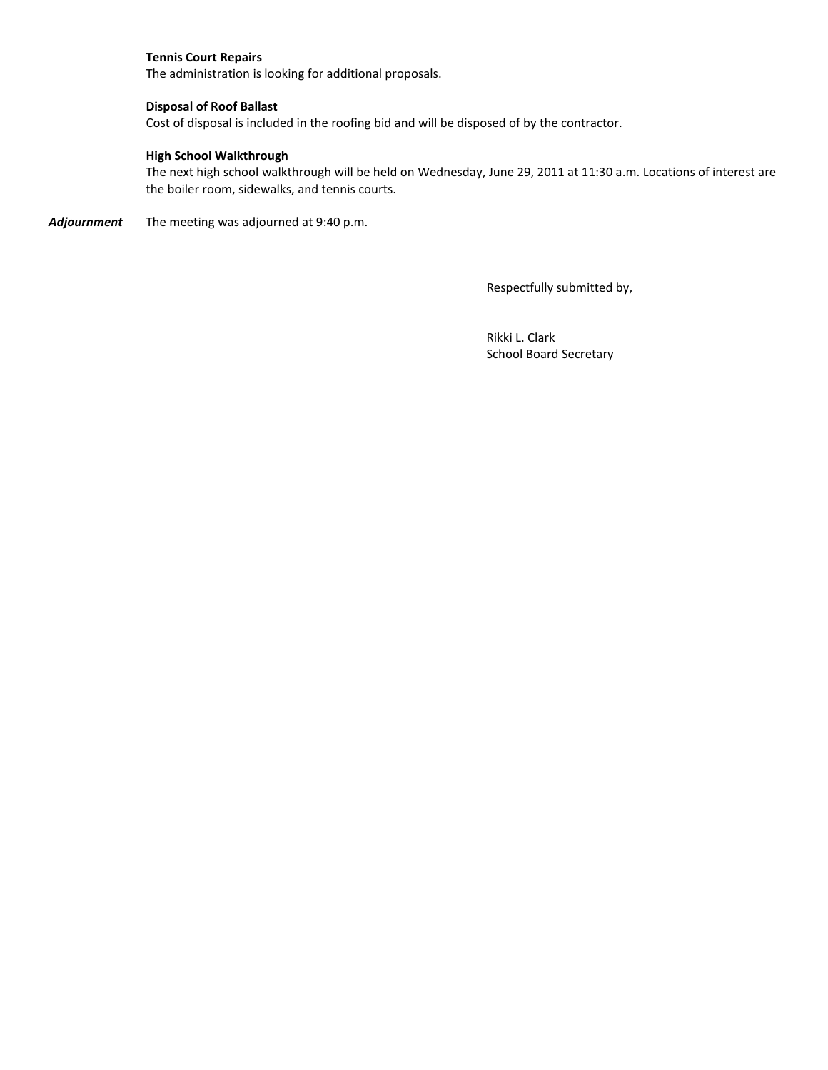**Tennis Court Repairs**
The administration is looking for additional proposals.

**Disposal of Roof Ballast**
Cost of disposal is included in the roofing bid and will be disposed of by the contractor.

**High School Walkthrough**
The next high school walkthrough will be held on Wednesday, June 29, 2011 at 11:30 a.m. Locations of interest are the boiler room, sidewalks, and tennis courts.

***Adjournment*** The meeting was adjourned at 9:40 p.m.

Respectfully submitted by,

Rikki L. Clark
School Board Secretary